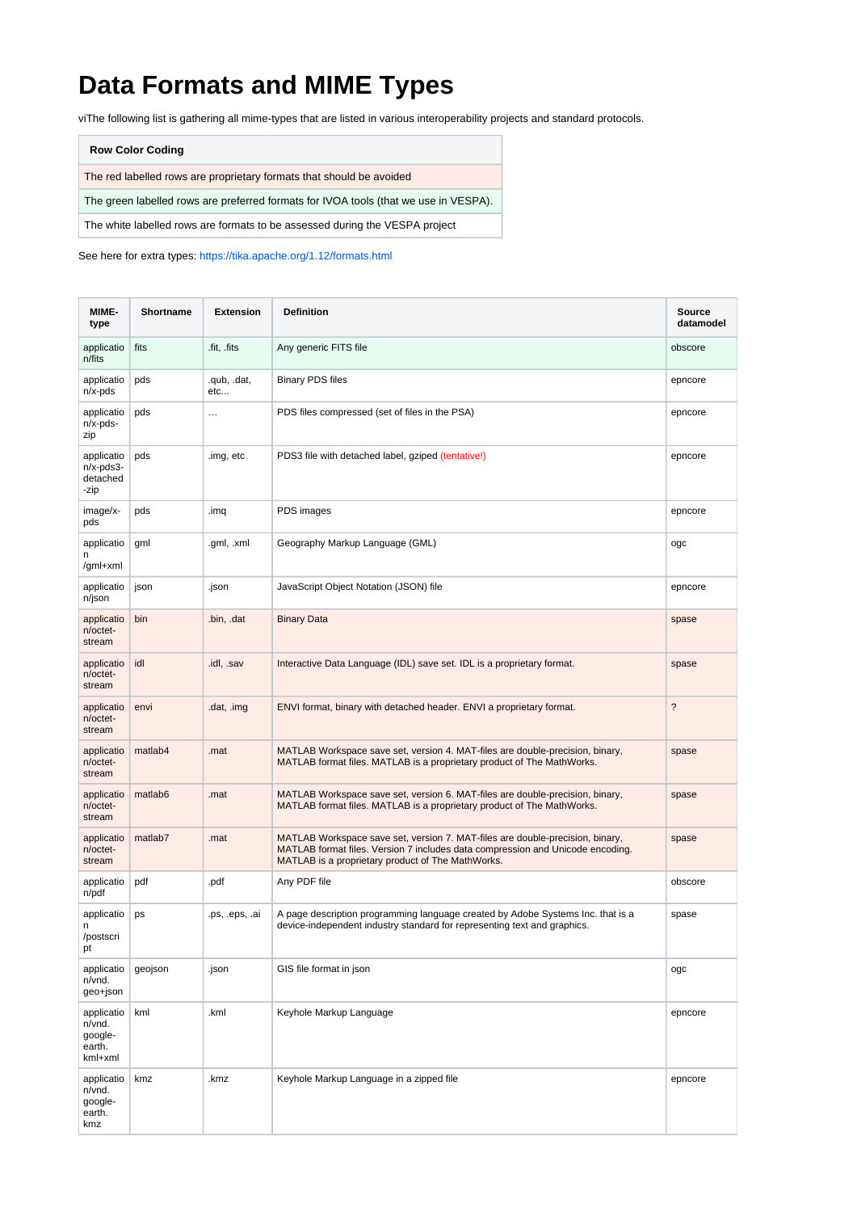# Data Formats and MIME Types

viThe following list is gathering all mime-types that are listed in various interoperability projects and standard protocols.

| Row Color Coding |
| --- |
| The red labelled rows are proprietary formats that should be avoided |
| The green labelled rows are preferred formats for IVOA tools (that we use in VESPA). |
| The white labelled rows are formats to be assessed during the VESPA project |

See here for extra types: https://tika.apache.org/1.12/formats.html

| MIME-type | Shortname | Extension | Definition | Source datamodel |
| --- | --- | --- | --- | --- |
| application/fits | fits | .fit, .fits | Any generic FITS file | obscore |
| application/x-pds | pds | .qub, .dat, etc... | Binary PDS files | epncore |
| application/x-pds-zip | pds | ... | PDS files compressed (set of files in the PSA) | epncore |
| application/x-pds3-detached-zip | pds | .img, etc | PDS3 file with detached label, gziped (tentative!) | epncore |
| image/x-pds | pds | .imq | PDS images | epncore |
| application/gml+xml | gml | .gml, .xml | Geography Markup Language (GML) | ogc |
| application/json | json | .json | JavaScript Object Notation (JSON) file | epncore |
| application/octet-stream | bin | .bin, .dat | Binary Data | spase |
| application/octet-stream | idl | .idl, .sav | Interactive Data Language (IDL) save set. IDL is a proprietary format. | spase |
| application/octet-stream | envi | .dat, .img | ENVI format, binary with detached header. ENVI a proprietary format. | ? |
| application/octet-stream | matlab4 | .mat | MATLAB Workspace save set, version 4. MAT-files are double-precision, binary, MATLAB format files. MATLAB is a proprietary product of The MathWorks. | spase |
| application/octet-stream | matlab6 | .mat | MATLAB Workspace save set, version 6. MAT-files are double-precision, binary, MATLAB format files. MATLAB is a proprietary product of The MathWorks. | spase |
| application/octet-stream | matlab7 | .mat | MATLAB Workspace save set, version 7. MAT-files are double-precision, binary, MATLAB format files. Version 7 includes data compression and Unicode encoding. MATLAB is a proprietary product of The MathWorks. | spase |
| application/pdf | pdf | .pdf | Any PDF file | obscore |
| application/postscript | ps | .ps, .eps, .ai | A page description programming language created by Adobe Systems Inc. that is a device-independent industry standard for representing text and graphics. | spase |
| application/vnd.geo+json | geojson | .json | GIS file format in json | ogc |
| application/vnd.google-earth.kml+xml | kml | .kml | Keyhole Markup Language | epncore |
| application/vnd.google-earth.kmz | kmz | .kmz | Keyhole Markup Language in a zipped file | epncore |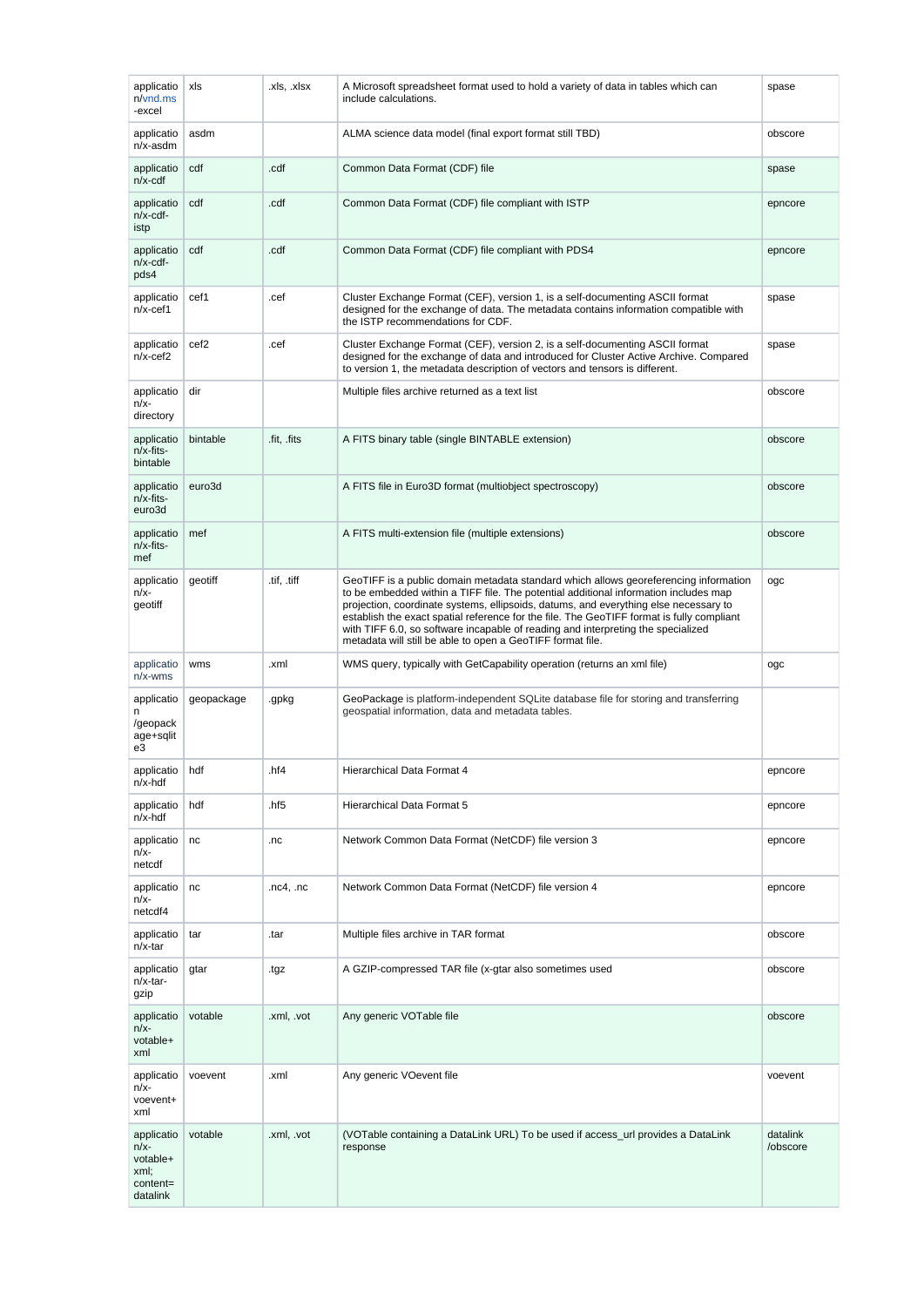| application/vnd.ms-excel | xls | .xls, .xlsx | A Microsoft spreadsheet format used to hold a variety of data in tables which can include calculations. | spase |
|---|---|---|---|---|
| application/x-asdm | asdm | | ALMA science data model (final export format still TBD) | obscore |
| application/x-cdf | cdf | .cdf | Common Data Format (CDF) file | spase |
| application/x-cdf-istp | cdf | .cdf | Common Data Format (CDF) file compliant with ISTP | epncore |
| application/x-cdf-pds4 | cdf | .cdf | Common Data Format (CDF) file compliant with PDS4 | epncore |
| application/x-cef1 | cef1 | .cef | Cluster Exchange Format (CEF), version 1, is a self-documenting ASCII format designed for the exchange of data. The metadata contains information compatible with the ISTP recommendations for CDF. | spase |
| application/x-cef2 | cef2 | .cef | Cluster Exchange Format (CEF), version 2, is a self-documenting ASCII format designed for the exchange of data and introduced for Cluster Active Archive. Compared to version 1, the metadata description of vectors and tensors is different. | spase |
| application/x-directory | dir | | Multiple files archive returned as a text list | obscore |
| application/x-fits-bintable | bintable | .fit, .fits | A FITS binary table (single BINTABLE extension) | obscore |
| application/x-fits-euro3d | euro3d | | A FITS file in Euro3D format (multiobject spectroscopy) | obscore |
| application/x-fits-mef | mef | | A FITS multi-extension file (multiple extensions) | obscore |
| application/x-geotiff | geotiff | .tif, .tiff | GeoTIFF is a public domain metadata standard which allows georeferencing information to be embedded within a TIFF file. The potential additional information includes map projection, coordinate systems, ellipsoids, datums, and everything else necessary to establish the exact spatial reference for the file. The GeoTIFF format is fully compliant with TIFF 6.0, so software incapable of reading and interpreting the specialized metadata will still be able to open a GeoTIFF format file. | ogc |
| application/x-wms | wms | .xml | WMS query, typically with GetCapability operation (returns an xml file) | ogc |
| application/geopackage+sqlite3 | geopackage | .gpkg | GeoPackage is platform-independent SQLite database file for storing and transferring geospatial information, data and metadata tables. | |
| application/x-hdf | hdf | .hf4 | Hierarchical Data Format 4 | epncore |
| application/x-hdf | hdf | .hf5 | Hierarchical Data Format 5 | epncore |
| application/x-netcdf | nc | .nc | Network Common Data Format (NetCDF) file version 3 | epncore |
| application/x-netcdf4 | nc | .nc4, .nc | Network Common Data Format (NetCDF) file version 4 | epncore |
| application/x-tar | tar | .tar | Multiple files archive in TAR format | obscore |
| application/x-tar-gzip | gtar | .tgz | A GZIP-compressed TAR file (x-gtar also sometimes used | obscore |
| application/x-votable+xml | votable | .xml, .vot | Any generic VOTable file | obscore |
| application/x-voevent+xml | voevent | .xml | Any generic VOevent file | voevent |
| application/x-votable+xml;content=datalink | votable | .xml, .vot | (VOTable containing a DataLink URL) To be used if access_url provides a DataLink response | datalink/obscore |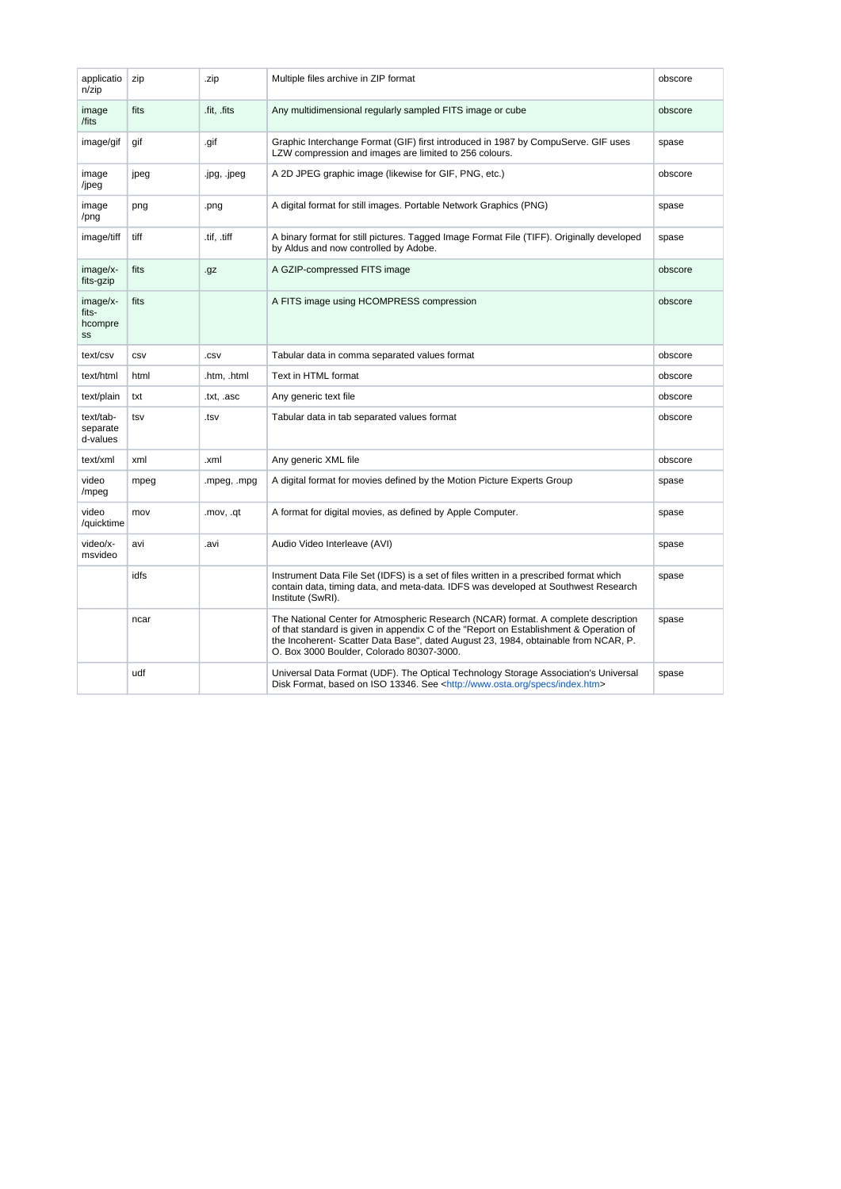| | | | | |
|---|---|---|---|---|
| application/zip | zip | .zip | Multiple files archive in ZIP format | obscore |
| image/fits | fits | .fit, .fits | Any multidimensional regularly sampled FITS image or cube | obscore |
| image/gif | gif | .gif | Graphic Interchange Format (GIF) first introduced in 1987 by CompuServe. GIF uses LZW compression and images are limited to 256 colours. | spase |
| image/jpeg | jpeg | .jpg, .jpeg | A 2D JPEG graphic image (likewise for GIF, PNG, etc.) | obscore |
| image/png | png | .png | A digital format for still images. Portable Network Graphics (PNG) | spase |
| image/tiff | tiff | .tif, .tiff | A binary format for still pictures. Tagged Image Format File (TIFF). Originally developed by Aldus and now controlled by Adobe. | spase |
| image/x-fits-gzip | fits | .gz | A GZIP-compressed FITS image | obscore |
| image/x-fits-hcompress | fits | | A FITS image using HCOMPRESS compression | obscore |
| text/csv | csv | .csv | Tabular data in comma separated values format | obscore |
| text/html | html | .htm, .html | Text in HTML format | obscore |
| text/plain | txt | .txt, .asc | Any generic text file | obscore |
| text/tab-separated-values | tsv | .tsv | Tabular data in tab separated values format | obscore |
| text/xml | xml | .xml | Any generic XML file | obscore |
| video/mpeg | mpeg | .mpeg, .mpg | A digital format for movies defined by the Motion Picture Experts Group | spase |
| video/quicktime | mov | .mov, .qt | A format for digital movies, as defined by Apple Computer. | spase |
| video/x-msvideo | avi | .avi | Audio Video Interleave (AVI) | spase |
| | idfs | | Instrument Data File Set (IDFS) is a set of files written in a prescribed format which contain data, timing data, and meta-data. IDFS was developed at Southwest Research Institute (SwRI). | spase |
| | ncar | | The National Center for Atmospheric Research (NCAR) format. A complete description of that standard is given in appendix C of the "Report on Establishment & Operation of the Incoherent- Scatter Data Base", dated August 23, 1984, obtainable from NCAR, P. O. Box 3000 Boulder, Colorado 80307-3000. | spase |
| | udf | | Universal Data Format (UDF). The Optical Technology Storage Association's Universal Disk Format, based on ISO 13346. See <http://www.osta.org/specs/index.htm> | spase |